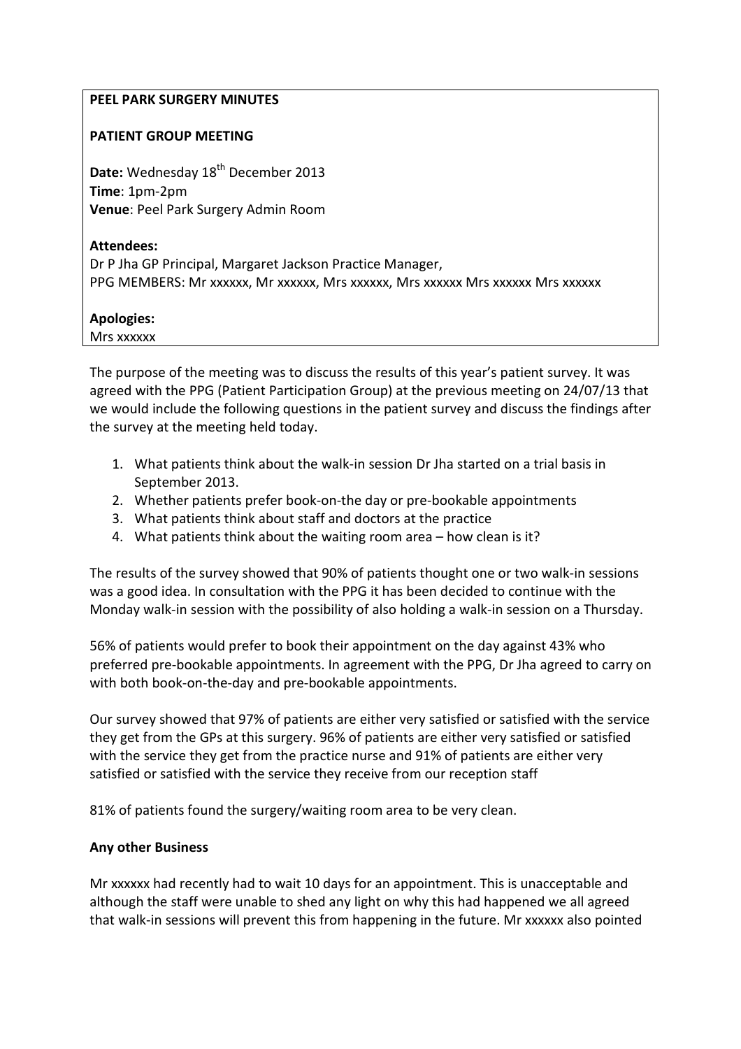**PEEL PARK SURGERY MINUTES**

**PATIENT GROUP MEETING**

**Date:** Wednesday 18th December 2013
**Time**: 1pm-2pm
**Venue**: Peel Park Surgery Admin Room

**Attendees:**
Dr P Jha GP Principal, Margaret Jackson Practice Manager,
PPG MEMBERS: Mr xxxxxx, Mr xxxxxx, Mrs xxxxxx, Mrs xxxxxx Mrs xxxxxx Mrs xxxxxx

**Apologies:**
Mrs xxxxxx

The purpose of the meeting was to discuss the results of this year's patient survey. It was agreed with the PPG (Patient Participation Group) at the previous meeting on 24/07/13 that we would include the following questions in the patient survey and discuss the findings after the survey at the meeting held today.

1. What patients think about the walk-in session Dr Jha started on a trial basis in September 2013.
2. Whether patients prefer book-on-the day or pre-bookable appointments
3. What patients think about staff and doctors at the practice
4. What patients think about the waiting room area – how clean is it?

The results of the survey showed that 90% of patients thought one or two walk-in sessions was a good idea. In consultation with the PPG it has been decided to continue with the Monday walk-in session with the possibility of also holding a walk-in session on a Thursday.

56% of patients would prefer to book their appointment on the day against 43% who preferred pre-bookable appointments. In agreement with the PPG, Dr Jha agreed to carry on with both book-on-the-day and pre-bookable appointments.

Our survey showed that 97% of patients are either very satisfied or satisfied with the service they get from the GPs at this surgery. 96% of patients are either very satisfied or satisfied with the service they get from the practice nurse and 91% of patients are either very satisfied or satisfied with the service they receive from our reception staff

81% of patients found the surgery/waiting room area to be very clean.

**Any other Business**

Mr xxxxxx had recently had to wait 10 days for an appointment. This is unacceptable and although the staff were unable to shed any light on why this had happened we all agreed that walk-in sessions will prevent this from happening in the future. Mr xxxxxx also pointed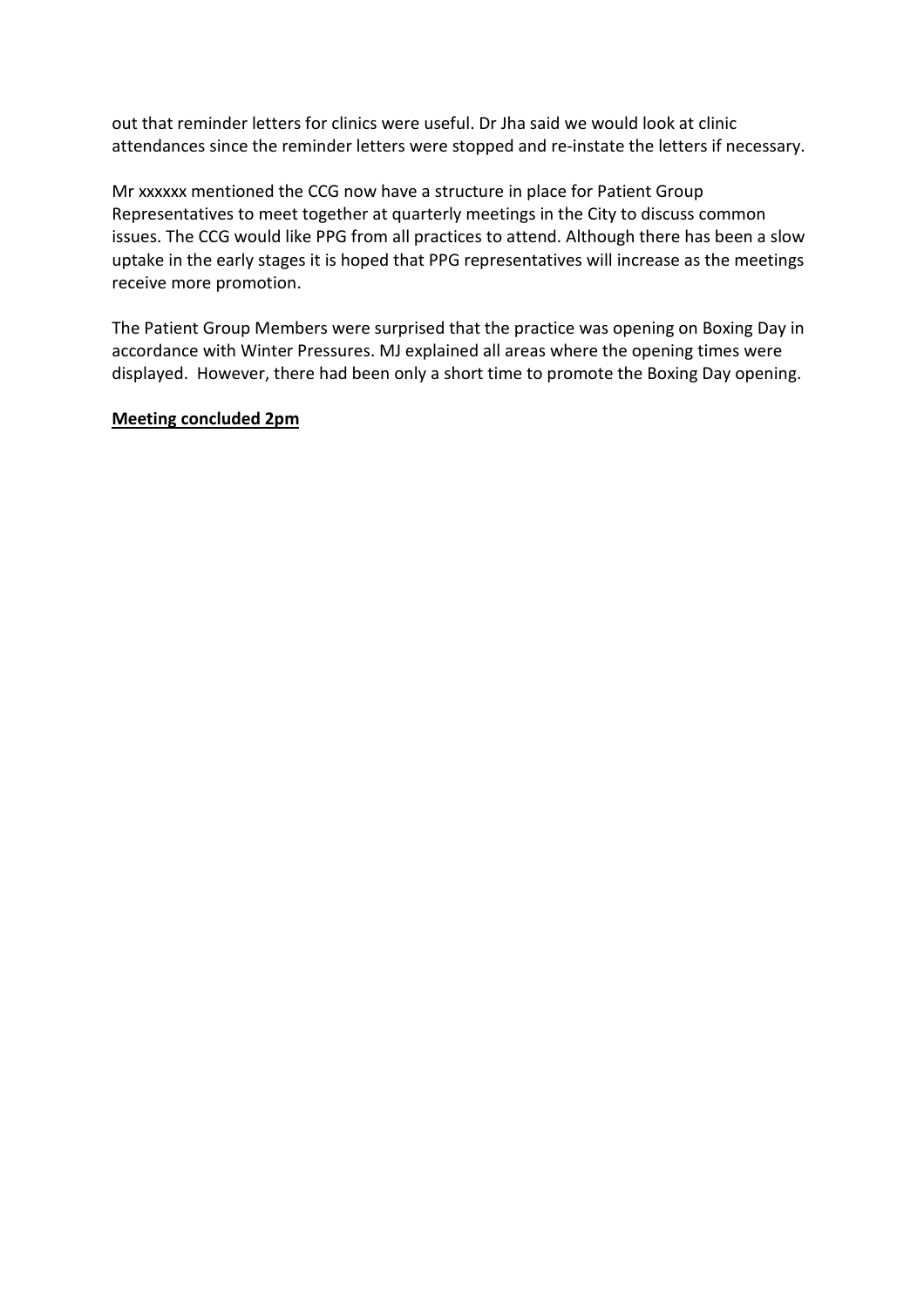out that reminder letters for clinics were useful. Dr Jha said we would look at clinic attendances since the reminder letters were stopped and re-instate the letters if necessary.

Mr xxxxxx mentioned the CCG now have a structure in place for Patient Group Representatives to meet together at quarterly meetings in the City to discuss common issues. The CCG would like PPG from all practices to attend. Although there has been a slow uptake in the early stages it is hoped that PPG representatives will increase as the meetings receive more promotion.

The Patient Group Members were surprised that the practice was opening on Boxing Day in accordance with Winter Pressures. MJ explained all areas where the opening times were displayed. However, there had been only a short time to promote the Boxing Day opening.

**Meeting concluded 2pm**